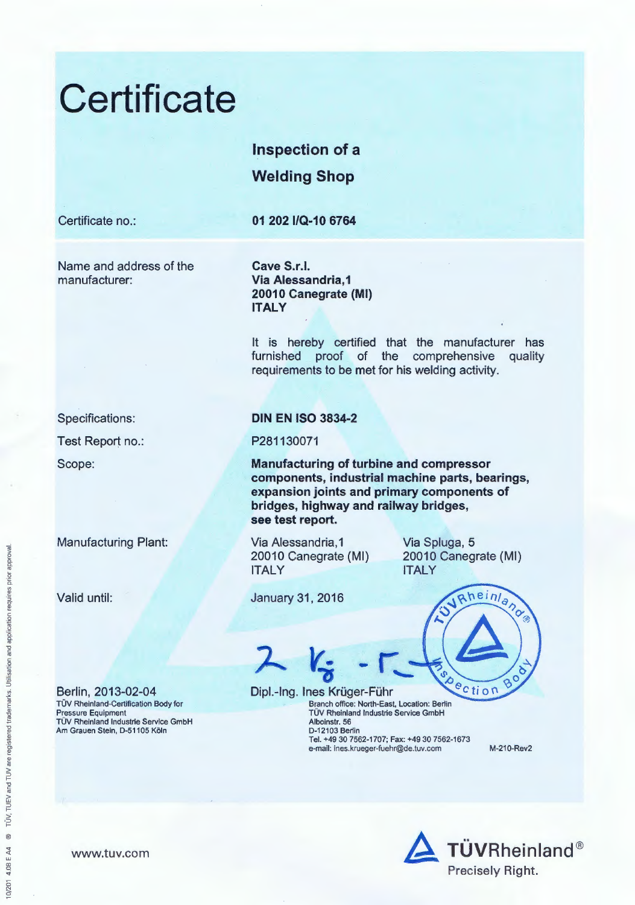# Certificate

## Inspection of a Welding Shop

| | |
|---|---|
| Certificate no.: | **01 202 I/Q-10 6764** |
| Name and address of the manufacturer: | **Cave S.r.l.**<br>**Via Alessandria,1**<br>**20010 Canegrate (MI)**<br>**ITALY** |

It is hereby certified that the manufacturer has furnished proof of the comprehensive quality requirements to be met for his welding activity.

| | |
|---|---|
| Specifications: | **DIN EN ISO 3834-2** |
| Test Report no.: | P281130071 |
| Scope: | **Manufacturing of turbine and compressor components, industrial machine parts, bearings, expansion joints and primary components of bridges, highway and railway bridges, see test report.** |
| Manufacturing Plant: | Via Alessandria,1<br>20010 Canegrate (MI)<br>ITALY<br><br>Via Spluga, 5<br>20010 Canegrate (MI)<br>ITALY |
| Valid until: | January 31, 2016 |

Berlin, 2013-02-04

TÜV Rheinland-Certification Body for Pressure Equipment
TÜV Rheinland Industrie Service GmbH
Am Grauen Stein, D-51105 Köln

Dipl.-Ing. Ines Krüger-Führ

Branch office: North-East, Location: Berlin
TÜV Rheinland Industrie Service GmbH
Alboinstr. 56
D-12103 Berlin
Tel. +49 30 7562-1707; Fax: +49 30 7562-1673
e-mail: ines.krueger-fuehr@de.tuv.com

M-210-Rev2

10/201 4.08 E A4 ® TÜV, TUEV and TUV are registered trademarks. Utilisation and application requires prior approval.

www.tuv.com

TÜVRheinland®
Precisely Right.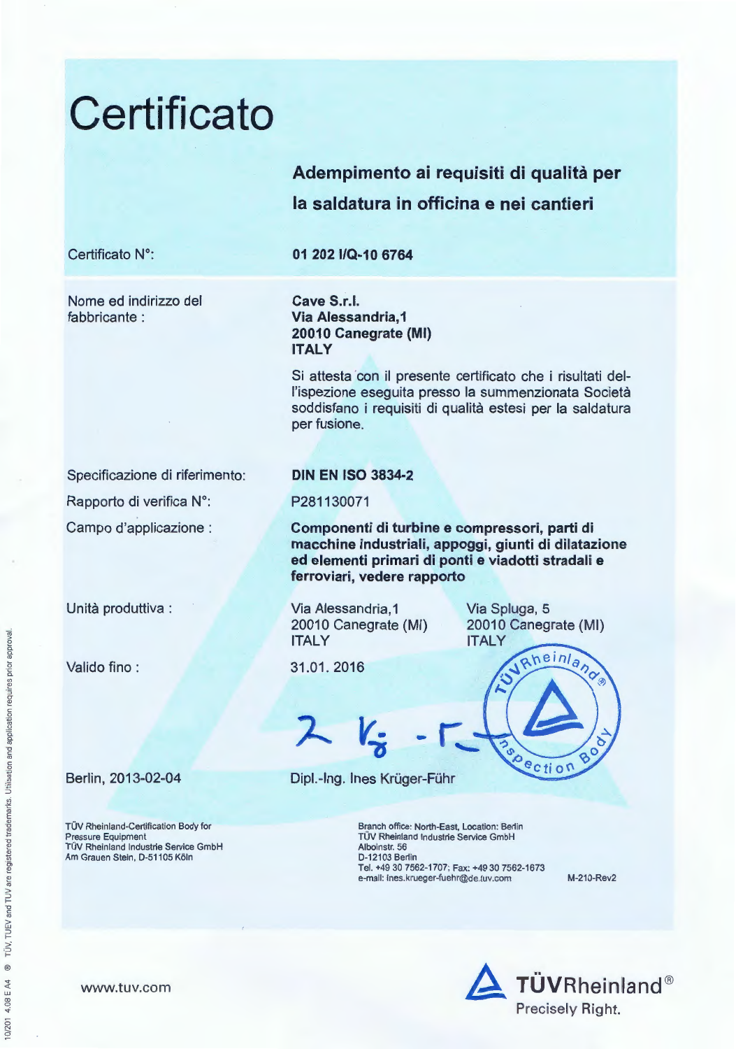# Certificato

## Adempimento ai requisiti di qualità per la saldatura in officina e nei cantieri

Certificato N°: **01 202 I/Q-10 6764**

Nome ed indirizzo del fabbricante :

**Cave S.r.l.**
**Via Alessandria,1**
**20010 Canegrate (MI)**
**ITALY**

Si attesta con il presente certificato che i risultati dell'ispezione eseguita presso la summenzionata Società soddisfano i requisiti di qualità estesi per la saldatura per fusione.

Specificazione di riferimento: **DIN EN ISO 3834-2**

Rapporto di verifica N°: P281130071

Campo d'applicazione : **Componenti di turbine e compressori, parti di macchine industriali, appoggi, giunti di dilatazione ed elementi primari di ponti e viadotti stradali e ferroviari, vedere rapporto**

Unità produttiva :

Via Alessandria,1
20010 Canegrate (MI)
ITALY

Via Spluga, 5
20010 Canegrate (MI)
ITALY

Valido fino : 31.01. 2016

TÜV Rheinland® Inspection Body

Berlin, 2013-02-04

Dipl.-Ing. Ines Krüger-Führ

TÜV Rheinland-Certification Body for Pressure Equipment
TÜV Rheinland Industrie Service GmbH
Am Grauen Stein, D-51105 Köln

Branch office: North-East, Location: Berlin
TÜV Rheinland Industrie Service GmbH
Alboinstr. 56
D-12103 Berlin
Tel. +49 30 7562-1707; Fax: +49 30 7562-1673
e-mail: ines.krueger-fuehr@de.tuv.com

M-210-Rev2

10/201 4.08 E A4 ® TÜV, TUEV and TUV are registered trademarks. Utilisation and application requires prior approval.

www.tuv.com

TÜVRheinland®
Precisely Right.